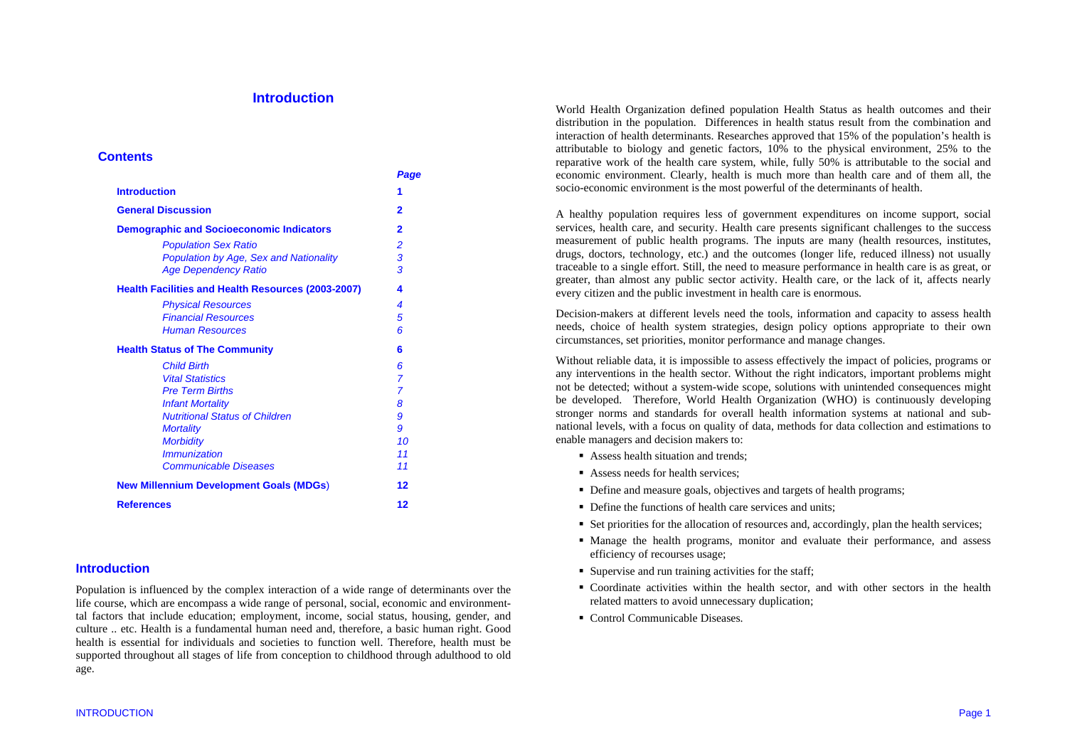# Introduction

## Contents

| | Page |
|---|---|
| **Introduction** | **1** |
| **General Discussion** | **2** |
| **Demographic and Socioeconomic Indicators** | **2** |
| *Population Sex Ratio* | *2* |
| *Population by Age, Sex and Nationality* | *3* |
| *Age Dependency Ratio* | *3* |
| **Health Facilities and Health Resources (2003-2007)** | **4** |
| *Physical Resources* | *4* |
| *Financial Resources* | *5* |
| *Human Resources* | *6* |
| **Health Status of The Community** | **6** |
| *Child Birth* | *6* |
| *Vital Statistics* | *7* |
| *Pre Term Births* | *7* |
| *Infant Mortality* | *8* |
| *Nutritional Status of Children* | *9* |
| *Mortality* | *9* |
| *Morbidity* | *10* |
| *Immunization* | *11* |
| *Communicable Diseases* | *11* |
| **New Millennium Development Goals (MDGs)** | **12** |
| **References** | **12** |

## Introduction

Population is influenced by the complex interaction of a wide range of determinants over the life course, which are encompass a wide range of personal, social, economic and environment-tal factors that include education; employment, income, social status, housing, gender, and culture .. etc. Health is a fundamental human need and, therefore, a basic human right. Good health is essential for individuals and societies to function well. Therefore, health must be supported throughout all stages of life from conception to childhood through adulthood to old age.

World Health Organization defined population Health Status as health outcomes and their distribution in the population. Differences in health status result from the combination and interaction of health determinants. Researches approved that 15% of the population's health is attributable to biology and genetic factors, 10% to the physical environment, 25% to the reparative work of the health care system, while, fully 50% is attributable to the social and economic environment. Clearly, health is much more than health care and of them all, the socio-economic environment is the most powerful of the determinants of health.

A healthy population requires less of government expenditures on income support, social services, health care, and security. Health care presents significant challenges to the success measurement of public health programs. The inputs are many (health resources, institutes, drugs, doctors, technology, etc.) and the outcomes (longer life, reduced illness) not usually traceable to a single effort. Still, the need to measure performance in health care is as great, or greater, than almost any public sector activity. Health care, or the lack of it, affects nearly every citizen and the public investment in health care is enormous.

Decision-makers at different levels need the tools, information and capacity to assess health needs, choice of health system strategies, design policy options appropriate to their own circumstances, set priorities, monitor performance and manage changes.

Without reliable data, it is impossible to assess effectively the impact of policies, programs or any interventions in the health sector. Without the right indicators, important problems might not be detected; without a system-wide scope, solutions with unintended consequences might be developed. Therefore, World Health Organization (WHO) is continuously developing stronger norms and standards for overall health information systems at national and sub-national levels, with a focus on quality of data, methods for data collection and estimations to enable managers and decision makers to:

- Assess health situation and trends;
- Assess needs for health services;
- Define and measure goals, objectives and targets of health programs;
- Define the functions of health care services and units;
- Set priorities for the allocation of resources and, accordingly, plan the health services;
- Manage the health programs, monitor and evaluate their performance, and assess efficiency of recourses usage;
- Supervise and run training activities for the staff;
- Coordinate activities within the health sector, and with other sectors in the health related matters to avoid unnecessary duplication;
- Control Communicable Diseases.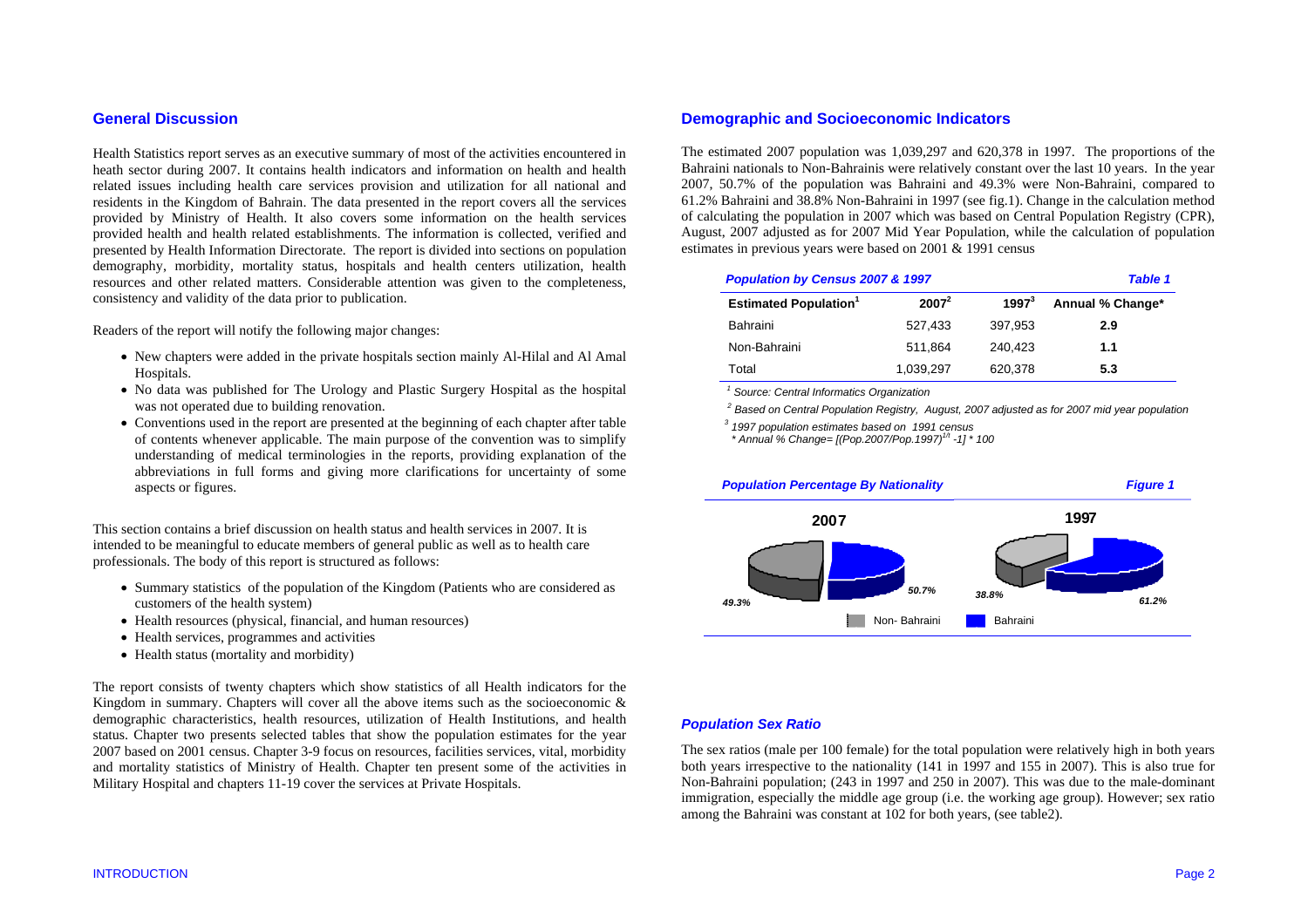## General Discussion

Health Statistics report serves as an executive summary of most of the activities encountered in heath sector during 2007. It contains health indicators and information on health and health related issues including health care services provision and utilization for all national and residents in the Kingdom of Bahrain. The data presented in the report covers all the services provided by Ministry of Health. It also covers some information on the health services provided health and health related establishments. The information is collected, verified and presented by Health Information Directorate. The report is divided into sections on population demography, morbidity, mortality status, hospitals and health centers utilization, health resources and other related matters. Considerable attention was given to the completeness, consistency and validity of the data prior to publication.

Readers of the report will notify the following major changes:

- New chapters were added in the private hospitals section mainly Al-Hilal and Al Amal Hospitals.
- No data was published for The Urology and Plastic Surgery Hospital as the hospital was not operated due to building renovation.
- Conventions used in the report are presented at the beginning of each chapter after table of contents whenever applicable. The main purpose of the convention was to simplify understanding of medical terminologies in the reports, providing explanation of the abbreviations in full forms and giving more clarifications for uncertainty of some aspects or figures.

This section contains a brief discussion on health status and health services in 2007. It is intended to be meaningful to educate members of general public as well as to health care professionals. The body of this report is structured as follows:

- Summary statistics of the population of the Kingdom (Patients who are considered as customers of the health system)
- Health resources (physical, financial, and human resources)
- Health services, programmes and activities
- Health status (mortality and morbidity)

The report consists of twenty chapters which show statistics of all Health indicators for the Kingdom in summary. Chapters will cover all the above items such as the socioeconomic & demographic characteristics, health resources, utilization of Health Institutions, and health status. Chapter two presents selected tables that show the population estimates for the year 2007 based on 2001 census. Chapter 3-9 focus on resources, facilities services, vital, morbidity and mortality statistics of Ministry of Health. Chapter ten present some of the activities in Military Hospital and chapters 11-19 cover the services at Private Hospitals.

## Demographic and Socioeconomic Indicators

The estimated 2007 population was 1,039,297 and 620,378 in 1997. The proportions of the Bahraini nationals to Non-Bahrainis were relatively constant over the last 10 years. In the year 2007, 50.7% of the population was Bahraini and 49.3% were Non-Bahraini, compared to 61.2% Bahraini and 38.8% Non-Bahraini in 1997 (see fig.1). Change in the calculation method of calculating the population in 2007 which was based on Central Population Registry (CPR), August, 2007 adjusted as for 2007 Mid Year Population, while the calculation of population estimates in previous years were based on 2001 & 1991 census

***Population by Census 2007 & 1997*** ***Table 1***

| Estimated Population[1] | 2007[2] | 1997[3] | Annual % Change* |
|---|---|---|---|
| Bahraini | 527,433 | 397,953 | **2.9** |
| Non-Bahraini | 511,864 | 240,423 | **1.1** |
| Total | 1,039,297 | 620,378 | **5.3** |

*[1] Source: Central Informatics Organization*

*[2] Based on Central Population Registry, August, 2007 adjusted as for 2007 mid year population*

*[3] 1997 population estimates based on 1991 census*

*\* Annual % Change= $[(Pop.2007/Pop.1997)^{1/t} -1] * 100$*

***Population Percentage By Nationality*** ***Figure 1***

2007: 49.3% Non- Bahraini, 50.7% Bahraini

1997: 38.8% Non- Bahraini, 61.2% Bahraini

### *Population Sex Ratio*

The sex ratios (male per 100 female) for the total population were relatively high in both years both years irrespective to the nationality (141 in 1997 and 155 in 2007). This is also true for Non-Bahraini population; (243 in 1997 and 250 in 2007). This was due to the male-dominant immigration, especially the middle age group (i.e. the working age group). However; sex ratio among the Bahraini was constant at 102 for both years, (see table2).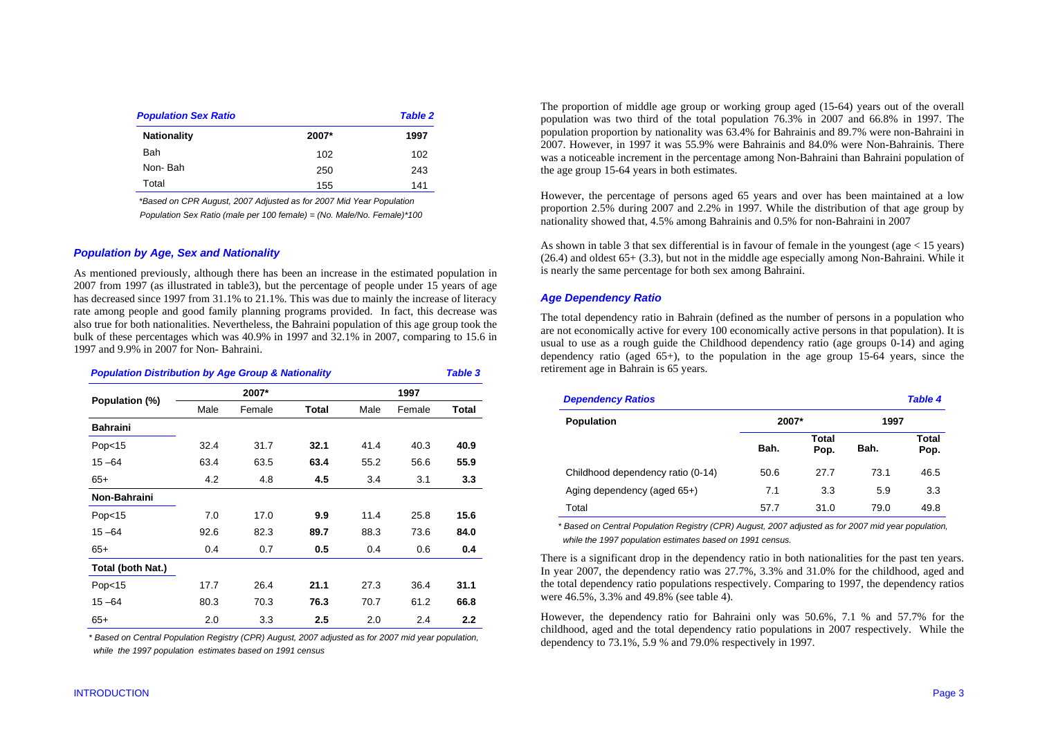***Population Sex Ratio*** ***Table 2***

| Nationality | 2007* | 1997 |
|---|---|---|
| Bah | 102 | 102 |
| Non- Bah | 250 | 243 |
| Total | 155 | 141 |

*\*Based on CPR August, 2007 Adjusted as for 2007 Mid Year Population*

*Population Sex Ratio (male per 100 female) = (No. Male/No. Female)\*100*

### *Population by Age, Sex and Nationality*

As mentioned previously, although there has been an increase in the estimated population in 2007 from 1997 (as illustrated in table3), but the percentage of people under 15 years of age has decreased since 1997 from 31.1% to 21.1%. This was due to mainly the increase of literacy rate among people and good family planning programs provided. In fact, this decrease was also true for both nationalities. Nevertheless, the Bahraini population of this age group took the bulk of these percentages which was 40.9% in 1997 and 32.1% in 2007, comparing to 15.6 in 1997 and 9.9% in 2007 for Non- Bahraini.

***Population Distribution by Age Group & Nationality*** ***Table 3***

| Population (%) | 2007* | | | 1997 | | |
|---|---|---|---|---|---|---|
| | Male | Female | Total | Male | Female | Total |
| **Bahraini** | | | | | | |
| Pop<15 | 32.4 | 31.7 | **32.1** | 41.4 | 40.3 | **40.9** |
| 15 –64 | 63.4 | 63.5 | **63.4** | 55.2 | 56.6 | **55.9** |
| 65+ | 4.2 | 4.8 | **4.5** | 3.4 | 3.1 | **3.3** |
| **Non-Bahraini** | | | | | | |
| Pop<15 | 7.0 | 17.0 | **9.9** | 11.4 | 25.8 | **15.6** |
| 15 –64 | 92.6 | 82.3 | **89.7** | 88.3 | 73.6 | **84.0** |
| 65+ | 0.4 | 0.7 | **0.5** | 0.4 | 0.6 | **0.4** |
| **Total (both Nat.)** | | | | | | |
| Pop<15 | 17.7 | 26.4 | **21.1** | 27.3 | 36.4 | **31.1** |
| 15 –64 | 80.3 | 70.3 | **76.3** | 70.7 | 61.2 | **66.8** |
| 65+ | 2.0 | 3.3 | **2.5** | 2.0 | 2.4 | **2.2** |

*\* Based on Central Population Registry (CPR) August, 2007 adjusted as for 2007 mid year population, while the 1997 population estimates based on 1991 census*

The proportion of middle age group or working group aged (15-64) years out of the overall population was two third of the total population 76.3% in 2007 and 66.8% in 1997. The population proportion by nationality was 63.4% for Bahrainis and 89.7% were non-Bahraini in 2007. However, in 1997 it was 55.9% were Bahrainis and 84.0% were Non-Bahrainis. There was a noticeable increment in the percentage among Non-Bahraini than Bahraini population of the age group 15-64 years in both estimates.

However, the percentage of persons aged 65 years and over has been maintained at a low proportion 2.5% during 2007 and 2.2% in 1997. While the distribution of that age group by nationality showed that, 4.5% among Bahrainis and 0.5% for non-Bahraini in 2007

As shown in table 3 that sex differential is in favour of female in the youngest (age < 15 years) (26.4) and oldest 65+ (3.3), but not in the middle age especially among Non-Bahraini. While it is nearly the same percentage for both sex among Bahraini.

### *Age Dependency Ratio*

The total dependency ratio in Bahrain (defined as the number of persons in a population who are not economically active for every 100 economically active persons in that population). It is usual to use as a rough guide the Childhood dependency ratio (age groups 0-14) and aging dependency ratio (aged 65+), to the population in the age group 15-64 years, since the retirement age in Bahrain is 65 years.

***Dependency Ratios*** ***Table 4***

| Population | 2007* | | 1997 | |
|---|---|---|---|---|
| | Bah. | Total Pop. | Bah. | Total Pop. |
| Childhood dependency ratio (0-14) | 50.6 | 27.7 | 73.1 | 46.5 |
| Aging dependency (aged 65+) | 7.1 | 3.3 | 5.9 | 3.3 |
| Total | 57.7 | 31.0 | 79.0 | 49.8 |

*\* Based on Central Population Registry (CPR) August, 2007 adjusted as for 2007 mid year population, while the 1997 population estimates based on 1991 census.*

There is a significant drop in the dependency ratio in both nationalities for the past ten years. In year 2007, the dependency ratio was 27.7%, 3.3% and 31.0% for the childhood, aged and the total dependency ratio populations respectively. Comparing to 1997, the dependency ratios were 46.5%, 3.3% and 49.8% (see table 4).

However, the dependency ratio for Bahraini only was 50.6%, 7.1 % and 57.7% for the childhood, aged and the total dependency ratio populations in 2007 respectively. While the dependency to 73.1%, 5.9 % and 79.0% respectively in 1997.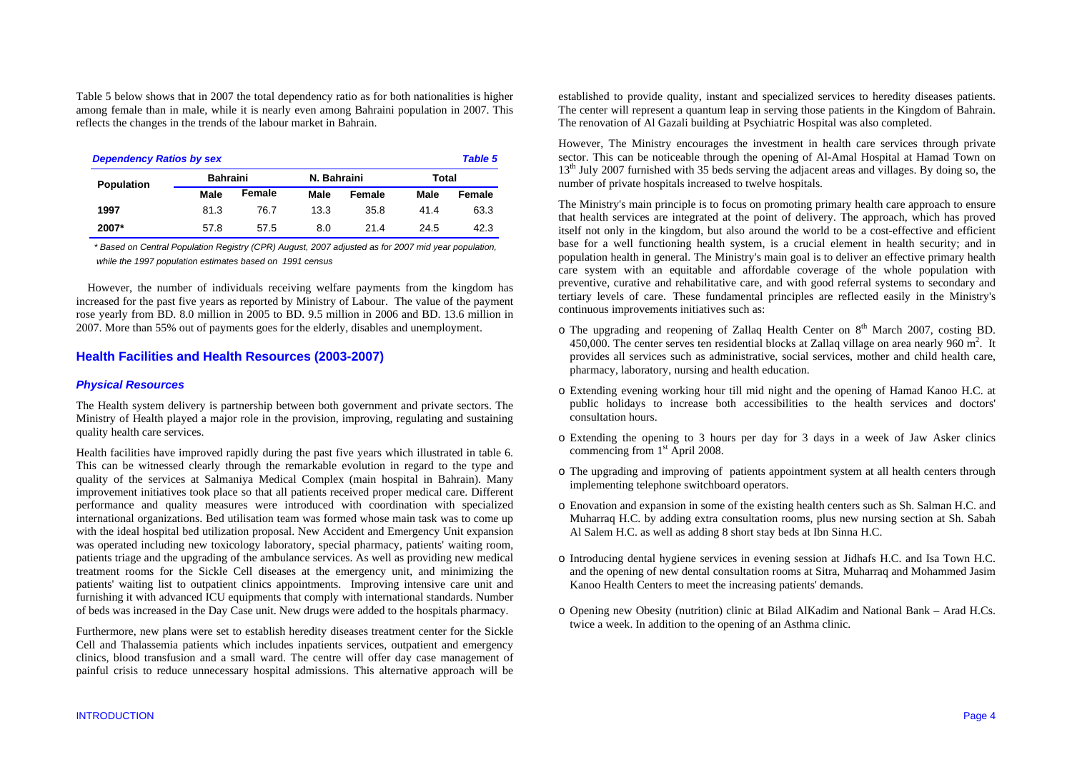Table 5 below shows that in 2007 the total dependency ratio as for both nationalities is higher among female than in male, while it is nearly even among Bahraini population in 2007. This reflects the changes in the trends of the labour market in Bahrain.

***Dependency Ratios by sex*** ***Table 5***

| Population | Bahraini | | N. Bahraini | | Total | |
|---|---|---|---|---|---|---|
| | Male | Female | Male | Female | Male | Female |
| **1997** | 81.3 | 76.7 | 13.3 | 35.8 | 41.4 | 63.3 |
| **2007*** | 57.8 | 57.5 | 8.0 | 21.4 | 24.5 | 42.3 |

*\* Based on Central Population Registry (CPR) August, 2007 adjusted as for 2007 mid year population, while the 1997 population estimates based on 1991 census*

However, the number of individuals receiving welfare payments from the kingdom has increased for the past five years as reported by Ministry of Labour. The value of the payment rose yearly from BD. 8.0 million in 2005 to BD. 9.5 million in 2006 and BD. 13.6 million in 2007. More than 55% out of payments goes for the elderly, disables and unemployment.

## Health Facilities and Health Resources (2003-2007)

### *Physical Resources*

The Health system delivery is partnership between both government and private sectors. The Ministry of Health played a major role in the provision, improving, regulating and sustaining quality health care services.

Health facilities have improved rapidly during the past five years which illustrated in table 6. This can be witnessed clearly through the remarkable evolution in regard to the type and quality of the services at Salmaniya Medical Complex (main hospital in Bahrain). Many improvement initiatives took place so that all patients received proper medical care. Different performance and quality measures were introduced with coordination with specialized international organizations. Bed utilisation team was formed whose main task was to come up with the ideal hospital bed utilization proposal. New Accident and Emergency Unit expansion was operated including new toxicology laboratory, special pharmacy, patients' waiting room, patients triage and the upgrading of the ambulance services. As well as providing new medical treatment rooms for the Sickle Cell diseases at the emergency unit, and minimizing the patients' waiting list to outpatient clinics appointments. Improving intensive care unit and furnishing it with advanced ICU equipments that comply with international standards. Number of beds was increased in the Day Case unit. New drugs were added to the hospitals pharmacy.

Furthermore, new plans were set to establish heredity diseases treatment center for the Sickle Cell and Thalassemia patients which includes inpatients services, outpatient and emergency clinics, blood transfusion and a small ward. The centre will offer day case management of painful crisis to reduce unnecessary hospital admissions. This alternative approach will be established to provide quality, instant and specialized services to heredity diseases patients. The center will represent a quantum leap in serving those patients in the Kingdom of Bahrain. The renovation of Al Gazali building at Psychiatric Hospital was also completed.

However, The Ministry encourages the investment in health care services through private sector. This can be noticeable through the opening of Al-Amal Hospital at Hamad Town on 13th July 2007 furnished with 35 beds serving the adjacent areas and villages. By doing so, the number of private hospitals increased to twelve hospitals.

The Ministry's main principle is to focus on promoting primary health care approach to ensure that health services are integrated at the point of delivery. The approach, which has proved itself not only in the kingdom, but also around the world to be a cost-effective and efficient base for a well functioning health system, is a crucial element in health security; and in population health in general. The Ministry's main goal is to deliver an effective primary health care system with an equitable and affordable coverage of the whole population with preventive, curative and rehabilitative care, and with good referral systems to secondary and tertiary levels of care. These fundamental principles are reflected easily in the Ministry's continuous improvements initiatives such as:

- The upgrading and reopening of Zallaq Health Center on 8th March 2007, costing BD. 450,000. The center serves ten residential blocks at Zallaq village on area nearly 960 $m^2$. It provides all services such as administrative, social services, mother and child health care, pharmacy, laboratory, nursing and health education.
- Extending evening working hour till mid night and the opening of Hamad Kanoo H.C. at public holidays to increase both accessibilities to the health services and doctors' consultation hours.
- Extending the opening to 3 hours per day for 3 days in a week of Jaw Asker clinics commencing from 1st April 2008.
- The upgrading and improving of patients appointment system at all health centers through implementing telephone switchboard operators.
- Enovation and expansion in some of the existing health centers such as Sh. Salman H.C. and Muharraq H.C. by adding extra consultation rooms, plus new nursing section at Sh. Sabah Al Salem H.C. as well as adding 8 short stay beds at Ibn Sinna H.C.
- Introducing dental hygiene services in evening session at Jidhafs H.C. and Isa Town H.C. and the opening of new dental consultation rooms at Sitra, Muharraq and Mohammed Jasim Kanoo Health Centers to meet the increasing patients' demands.
- Opening new Obesity (nutrition) clinic at Bilad AlKadim and National Bank – Arad H.Cs. twice a week. In addition to the opening of an Asthma clinic.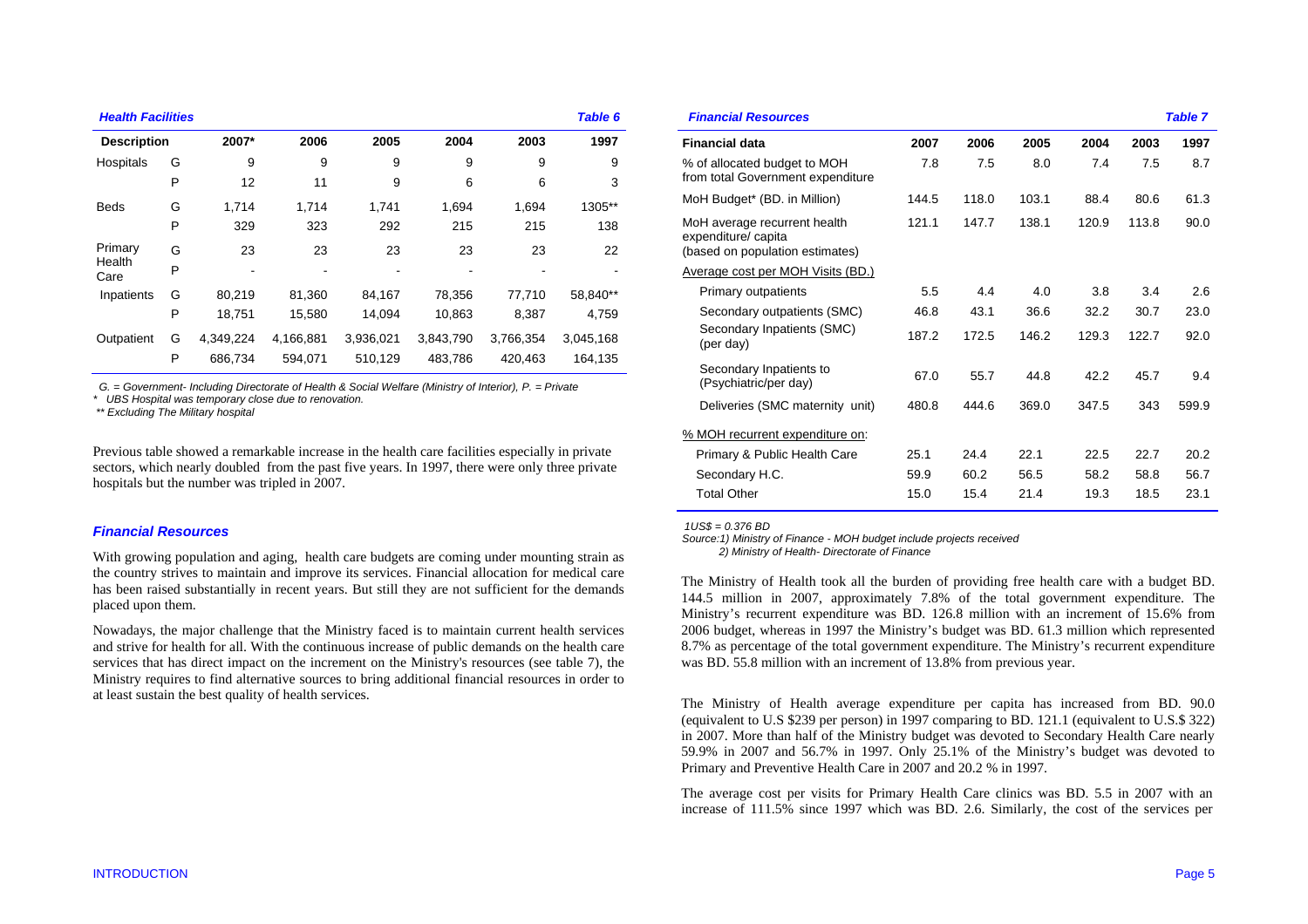***Health Facilities*** ***Table 6***

| Description | | 2007* | 2006 | 2005 | 2004 | 2003 | 1997 |
|---|---|---|---|---|---|---|---|
| Hospitals | G | 9 | 9 | 9 | 9 | 9 | 9 |
| | P | 12 | 11 | 9 | 6 | 6 | 3 |
| Beds | G | 1,714 | 1,714 | 1,741 | 1,694 | 1,694 | 1305** |
| | P | 329 | 323 | 292 | 215 | 215 | 138 |
| Primary Health Care | G | 23 | 23 | 23 | 23 | 23 | 22 |
| | P | - | - | - | - | - | - |
| Inpatients | G | 80,219 | 81,360 | 84,167 | 78,356 | 77,710 | 58,840** |
| | P | 18,751 | 15,580 | 14,094 | 10,863 | 8,387 | 4,759 |
| Outpatient | G | 4,349,224 | 4,166,881 | 3,936,021 | 3,843,790 | 3,766,354 | 3,045,168 |
| | P | 686,734 | 594,071 | 510,129 | 483,786 | 420,463 | 164,135 |

*G. = Government- Including Directorate of Health & Social Welfare (Ministry of Interior), P. = Private*

*\* UBS Hospital was temporary close due to renovation.*

*\*\* Excluding The Military hospital*

Previous table showed a remarkable increase in the health care facilities especially in private sectors, which nearly doubled from the past five years. In 1997, there were only three private hospitals but the number was tripled in 2007.

### *Financial Resources*

With growing population and aging, health care budgets are coming under mounting strain as the country strives to maintain and improve its services. Financial allocation for medical care has been raised substantially in recent years. But still they are not sufficient for the demands placed upon them.

Nowadays, the major challenge that the Ministry faced is to maintain current health services and strive for health for all. With the continuous increase of public demands on the health care services that has direct impact on the increment on the Ministry's resources (see table 7), the Ministry requires to find alternative sources to bring additional financial resources in order to at least sustain the best quality of health services.

***Financial Resources*** ***Table 7***

| Financial data | 2007 | 2006 | 2005 | 2004 | 2003 | 1997 |
|---|---|---|---|---|---|---|
| % of allocated budget to MOH from total Government expenditure | 7.8 | 7.5 | 8.0 | 7.4 | 7.5 | 8.7 |
| MoH Budget* (BD. in Million) | 144.5 | 118.0 | 103.1 | 88.4 | 80.6 | 61.3 |
| MoH average recurrent health expenditure/ capita (based on population estimates) | 121.1 | 147.7 | 138.1 | 120.9 | 113.8 | 90.0 |
| Average cost per MOH Visits (BD.) | | | | | | |
| Primary outpatients | 5.5 | 4.4 | 4.0 | 3.8 | 3.4 | 2.6 |
| Secondary outpatients (SMC) | 46.8 | 43.1 | 36.6 | 32.2 | 30.7 | 23.0 |
| Secondary Inpatients (SMC) (per day) | 187.2 | 172.5 | 146.2 | 129.3 | 122.7 | 92.0 |
| Secondary Inpatients to (Psychiatric/per day) | 67.0 | 55.7 | 44.8 | 42.2 | 45.7 | 9.4 |
| Deliveries (SMC maternity unit) | 480.8 | 444.6 | 369.0 | 347.5 | 343 | 599.9 |
| % MOH recurrent expenditure on: | | | | | | |
| Primary & Public Health Care | 25.1 | 24.4 | 22.1 | 22.5 | 22.7 | 20.2 |
| Secondary H.C. | 59.9 | 60.2 | 56.5 | 58.2 | 58.8 | 56.7 |
| Total Other | 15.0 | 15.4 | 21.4 | 19.3 | 18.5 | 23.1 |

*1US$ = 0.376 BD*

*Source:1) Ministry of Finance - MOH budget include projects received*
*2) Ministry of Health- Directorate of Finance*

The Ministry of Health took all the burden of providing free health care with a budget BD. 144.5 million in 2007, approximately 7.8% of the total government expenditure. The Ministry's recurrent expenditure was BD. 126.8 million with an increment of 15.6% from 2006 budget, whereas in 1997 the Ministry's budget was BD. 61.3 million which represented 8.7% as percentage of the total government expenditure. The Ministry's recurrent expenditure was BD. 55.8 million with an increment of 13.8% from previous year.

The Ministry of Health average expenditure per capita has increased from BD. 90.0 (equivalent to U.S $239 per person) in 1997 comparing to BD. 121.1 (equivalent to U.S.$ 322) in 2007. More than half of the Ministry budget was devoted to Secondary Health Care nearly 59.9% in 2007 and 56.7% in 1997. Only 25.1% of the Ministry's budget was devoted to Primary and Preventive Health Care in 2007 and 20.2 % in 1997.

The average cost per visits for Primary Health Care clinics was BD. 5.5 in 2007 with an increase of 111.5% since 1997 which was BD. 2.6. Similarly, the cost of the services per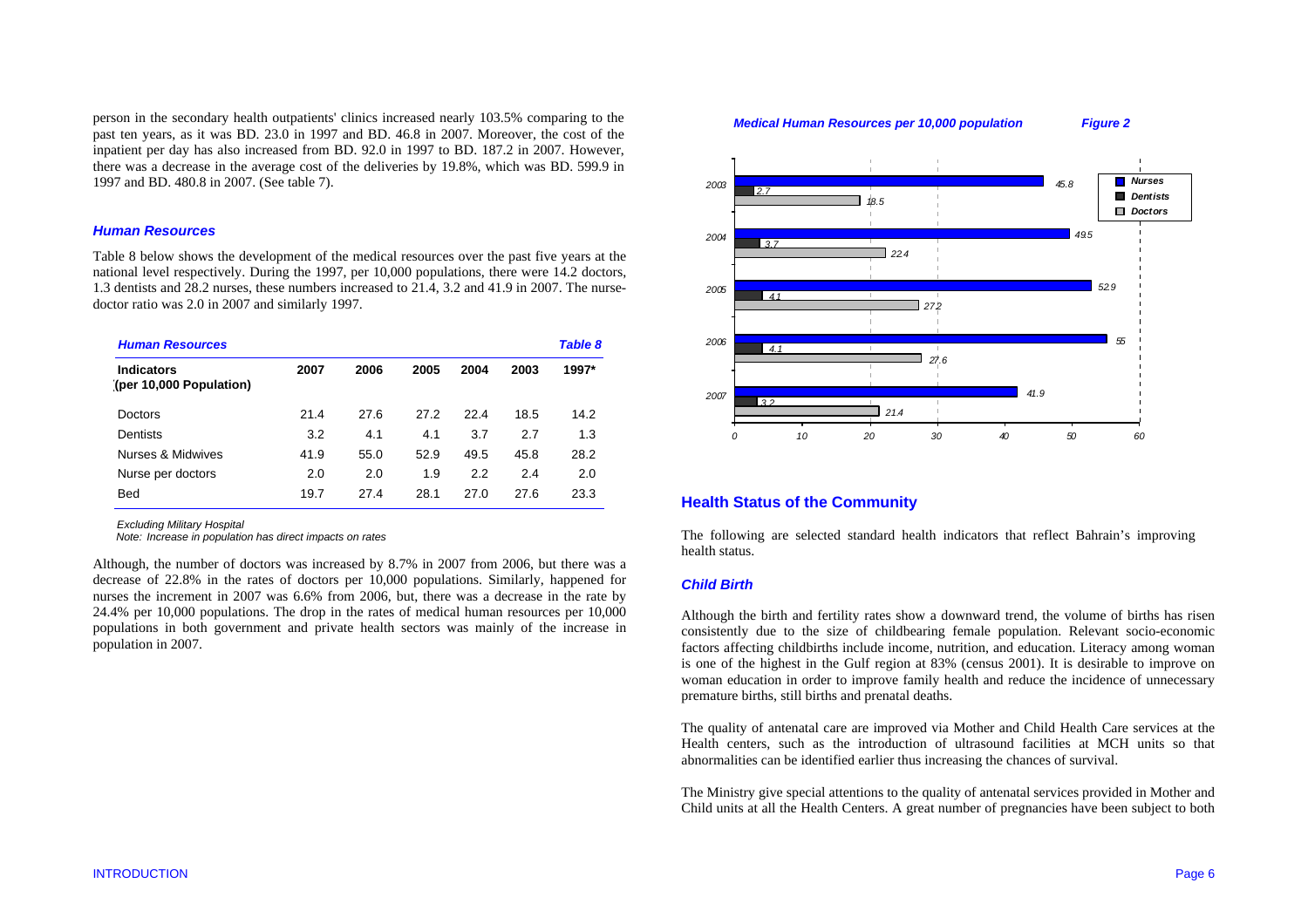person in the secondary health outpatients' clinics increased nearly 103.5% comparing to the past ten years, as it was BD. 23.0 in 1997 and BD. 46.8 in 2007. Moreover, the cost of the inpatient per day has also increased from BD. 92.0 in 1997 to BD. 187.2 in 2007. However, there was a decrease in the average cost of the deliveries by 19.8%, which was BD. 599.9 in 1997 and BD. 480.8 in 2007. (See table 7).

### *Human Resources*

Table 8 below shows the development of the medical resources over the past five years at the national level respectively. During the 1997, per 10,000 populations, there were 14.2 doctors, 1.3 dentists and 28.2 nurses, these numbers increased to 21.4, 3.2 and 41.9 in 2007. The nurse-doctor ratio was 2.0 in 2007 and similarly 1997.

***Human Resources*** — ***Table 8***

| Indicators (per 10,000 Population) | 2007 | 2006 | 2005 | 2004 | 2003 | 1997* |
|---|---|---|---|---|---|---|
| Doctors | 21.4 | 27.6 | 27.2 | 22.4 | 18.5 | 14.2 |
| Dentists | 3.2 | 4.1 | 4.1 | 3.7 | 2.7 | 1.3 |
| Nurses & Midwives | 41.9 | 55.0 | 52.9 | 49.5 | 45.8 | 28.2 |
| Nurse per doctors | 2.0 | 2.0 | 1.9 | 2.2 | 2.4 | 2.0 |
| Bed | 19.7 | 27.4 | 28.1 | 27.0 | 27.6 | 23.3 |

*Excluding Military Hospital*
*Note: Increase in population has direct impacts on rates*

Although, the number of doctors was increased by 8.7% in 2007 from 2006, but there was a decrease of 22.8% in the rates of doctors per 10,000 populations. Similarly, happened for nurses the increment in 2007 was 6.6% from 2006, but, there was a decrease in the rate by 24.4% per 10,000 populations. The drop in the rates of medical human resources per 10,000 populations in both government and private health sectors was mainly of the increase in population in 2007.

***Medical Human Resources per 10,000 population*** — ***Figure 2***

| Year | Nurses | Dentists | Doctors |
|---|---|---|---|
| 2003 | 45.8 | 2.7 | 18.5 |
| 2004 | 49.5 | 3.7 | 22.4 |
| 2005 | 52.9 | 4.1 | 27.2 |
| 2006 | 55 | 4.1 | 27.6 |
| 2007 | 41.9 | 3.2 | 21.4 |

## Health Status of the Community

The following are selected standard health indicators that reflect Bahrain's improving health status.

### *Child Birth*

Although the birth and fertility rates show a downward trend, the volume of births has risen consistently due to the size of childbearing female population. Relevant socio-economic factors affecting childbirths include income, nutrition, and education. Literacy among woman is one of the highest in the Gulf region at 83% (census 2001). It is desirable to improve on woman education in order to improve family health and reduce the incidence of unnecessary premature births, still births and prenatal deaths.

The quality of antenatal care are improved via Mother and Child Health Care services at the Health centers, such as the introduction of ultrasound facilities at MCH units so that abnormalities can be identified earlier thus increasing the chances of survival.

The Ministry give special attentions to the quality of antenatal services provided in Mother and Child units at all the Health Centers. A great number of pregnancies have been subject to both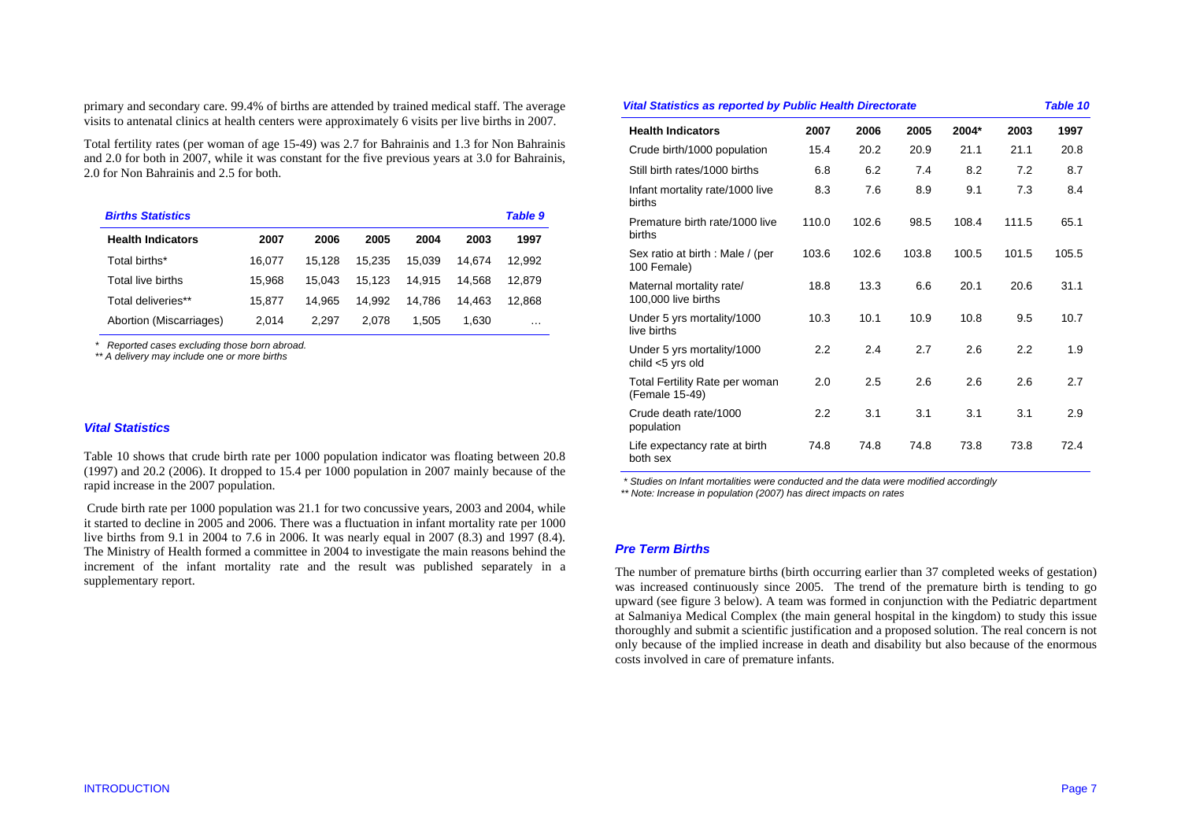primary and secondary care. 99.4% of births are attended by trained medical staff. The average visits to antenatal clinics at health centers were approximately 6 visits per live births in 2007.

Total fertility rates (per woman of age 15-49) was 2.7 for Bahrainis and 1.3 for Non Bahrainis and 2.0 for both in 2007, while it was constant for the five previous years at 3.0 for Bahrainis, 2.0 for Non Bahrainis and 2.5 for both.

***Births Statistics*** ***Table 9***

| Health Indicators | 2007 | 2006 | 2005 | 2004 | 2003 | 1997 |
|---|---|---|---|---|---|---|
| Total births* | 16,077 | 15,128 | 15,235 | 15,039 | 14,674 | 12,992 |
| Total live births | 15,968 | 15,043 | 15,123 | 14,915 | 14,568 | 12,879 |
| Total deliveries** | 15,877 | 14,965 | 14,992 | 14,786 | 14,463 | 12,868 |
| Abortion (Miscarriages) | 2,014 | 2,297 | 2,078 | 1,505 | 1,630 | … |

*\* Reported cases excluding those born abroad.*

*\*\* A delivery may include one or more births*

### *Vital Statistics*

Table 10 shows that crude birth rate per 1000 population indicator was floating between 20.8 (1997) and 20.2 (2006). It dropped to 15.4 per 1000 population in 2007 mainly because of the rapid increase in the 2007 population.

Crude birth rate per 1000 population was 21.1 for two concussive years, 2003 and 2004, while it started to decline in 2005 and 2006. There was a fluctuation in infant mortality rate per 1000 live births from 9.1 in 2004 to 7.6 in 2006. It was nearly equal in 2007 (8.3) and 1997 (8.4). The Ministry of Health formed a committee in 2004 to investigate the main reasons behind the increment of the infant mortality rate and the result was published separately in a supplementary report.

***Vital Statistics as reported by Public Health Directorate*** ***Table 10***

| Health Indicators | 2007 | 2006 | 2005 | 2004* | 2003 | 1997 |
|---|---|---|---|---|---|---|
| Crude birth/1000 population | 15.4 | 20.2 | 20.9 | 21.1 | 21.1 | 20.8 |
| Still birth rates/1000 births | 6.8 | 6.2 | 7.4 | 8.2 | 7.2 | 8.7 |
| Infant mortality rate/1000 live births | 8.3 | 7.6 | 8.9 | 9.1 | 7.3 | 8.4 |
| Premature birth rate/1000 live births | 110.0 | 102.6 | 98.5 | 108.4 | 111.5 | 65.1 |
| Sex ratio at birth : Male / (per 100 Female) | 103.6 | 102.6 | 103.8 | 100.5 | 101.5 | 105.5 |
| Maternal mortality rate/ 100,000 live births | 18.8 | 13.3 | 6.6 | 20.1 | 20.6 | 31.1 |
| Under 5 yrs mortality/1000 live births | 10.3 | 10.1 | 10.9 | 10.8 | 9.5 | 10.7 |
| Under 5 yrs mortality/1000 child <5 yrs old | 2.2 | 2.4 | 2.7 | 2.6 | 2.2 | 1.9 |
| Total Fertility Rate per woman (Female 15-49) | 2.0 | 2.5 | 2.6 | 2.6 | 2.6 | 2.7 |
| Crude death rate/1000 population | 2.2 | 3.1 | 3.1 | 3.1 | 3.1 | 2.9 |
| Life expectancy rate at birth both sex | 74.8 | 74.8 | 74.8 | 73.8 | 73.8 | 72.4 |

*\* Studies on Infant mortalities were conducted and the data were modified accordingly*

*\*\* Note: Increase in population (2007) has direct impacts on rates*

### *Pre Term Births*

The number of premature births (birth occurring earlier than 37 completed weeks of gestation) was increased continuously since 2005. The trend of the premature birth is tending to go upward (see figure 3 below). A team was formed in conjunction with the Pediatric department at Salmaniya Medical Complex (the main general hospital in the kingdom) to study this issue thoroughly and submit a scientific justification and a proposed solution. The real concern is not only because of the implied increase in death and disability but also because of the enormous costs involved in care of premature infants.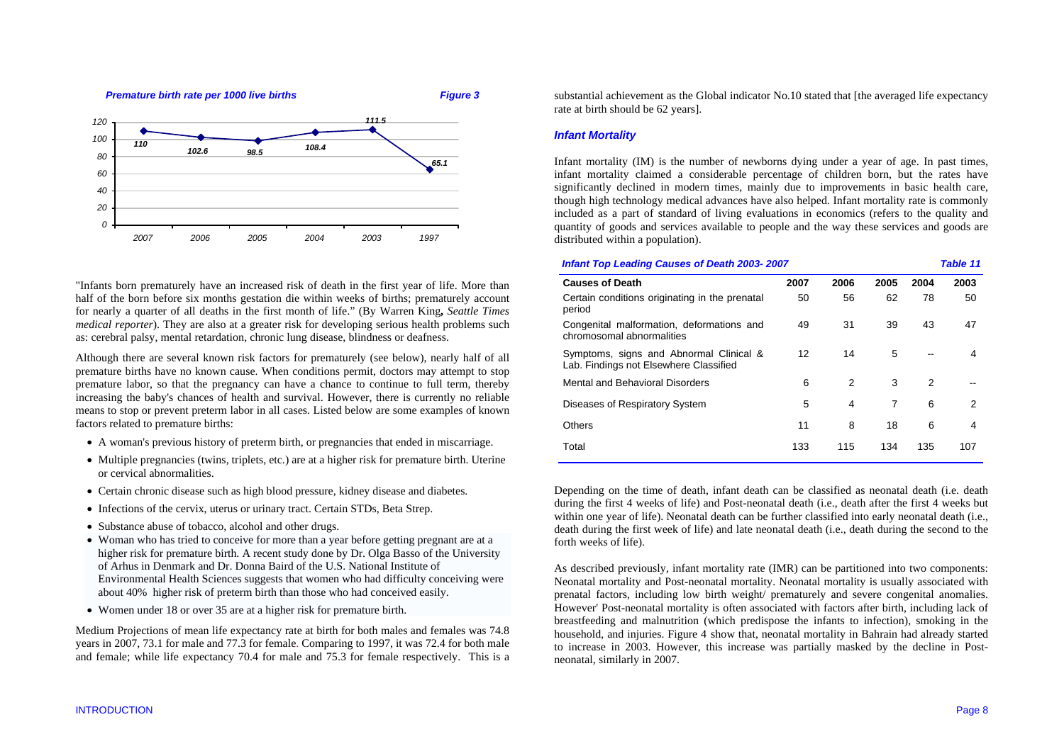***Premature birth rate per 1000 live births*** ***Figure 3***

| Year | 2007 | 2006 | 2005 | 2004 | 2003 | 1997 |
|---|---|---|---|---|---|---|
| Rate | 110 | 102.6 | 98.5 | 108.4 | 111.5 | 65.1 |

"Infants born prematurely have an increased risk of death in the first year of life. More than half of the born before six months gestation die within weeks of births; prematurely account for nearly a quarter of all deaths in the first month of life." (By Warren King***, Seattle Times*** *medical reporter*). They are also at a greater risk for developing serious health problems such as: cerebral palsy, mental retardation, chronic lung disease, blindness or deafness.

Although there are several known risk factors for prematurely (see below), nearly half of all premature births have no known cause. When conditions permit, doctors may attempt to stop premature labor, so that the pregnancy can have a chance to continue to full term, thereby increasing the baby's chances of health and survival. However, there is currently no reliable means to stop or prevent preterm labor in all cases. Listed below are some examples of known factors related to premature births:

- A woman's previous history of preterm birth, or pregnancies that ended in miscarriage.
- Multiple pregnancies (twins, triplets, etc.) are at a higher risk for premature birth. Uterine or cervical abnormalities.
- Certain chronic disease such as high blood pressure, kidney disease and diabetes.
- Infections of the cervix, uterus or urinary tract. Certain STDs, Beta Strep.
- Substance abuse of tobacco, alcohol and other drugs.
- Woman who has tried to conceive for more than a year before getting pregnant are at a higher risk for premature birth. A recent study done by Dr. Olga Basso of the University of Arhus in Denmark and Dr. Donna Baird of the U.S. National Institute of Environmental Health Sciences suggests that women who had difficulty conceiving were about 40% higher risk of preterm birth than those who had conceived easily.
- Women under 18 or over 35 are at a higher risk for premature birth.

Medium Projections of mean life expectancy rate at birth for both males and females was 74.8 years in 2007, 73.1 for male and 77.3 for female. Comparing to 1997, it was 72.4 for both male and female; while life expectancy 70.4 for male and 75.3 for female respectively. This is a substantial achievement as the Global indicator No.10 stated that [the averaged life expectancy rate at birth should be 62 years].

### *Infant Mortality*

Infant mortality (IM) is the number of newborns dying under a year of age. In past times, infant mortality claimed a considerable percentage of children born, but the rates have significantly declined in modern times, mainly due to improvements in basic health care, though high technology medical advances have also helped. Infant mortality rate is commonly included as a part of standard of living evaluations in economics (refers to the quality and quantity of goods and services available to people and the way these services and goods are distributed within a population).

***Infant Top Leading Causes of Death 2003- 2007*** ***Table 11***

| Causes of Death | 2007 | 2006 | 2005 | 2004 | 2003 |
|---|---|---|---|---|---|
| Certain conditions originating in the prenatal period | 50 | 56 | 62 | 78 | 50 |
| Congenital malformation, deformations and chromosomal abnormalities | 49 | 31 | 39 | 43 | 47 |
| Symptoms, signs and Abnormal Clinical & Lab. Findings not Elsewhere Classified | 12 | 14 | 5 | -- | 4 |
| Mental and Behavioral Disorders | 6 | 2 | 3 | 2 | -- |
| Diseases of Respiratory System | 5 | 4 | 7 | 6 | 2 |
| Others | 11 | 8 | 18 | 6 | 4 |
| Total | 133 | 115 | 134 | 135 | 107 |

Depending on the time of death, infant death can be classified as neonatal death (i.e. death during the first 4 weeks of life) and Post-neonatal death (i.e., death after the first 4 weeks but within one year of life). Neonatal death can be further classified into early neonatal death (i.e., death during the first week of life) and late neonatal death (i.e., death during the second to the forth weeks of life).

As described previously, infant mortality rate (IMR) can be partitioned into two components: Neonatal mortality and Post-neonatal mortality. Neonatal mortality is usually associated with prenatal factors, including low birth weight/ prematurely and severe congenital anomalies. However' Post-neonatal mortality is often associated with factors after birth, including lack of breastfeeding and malnutrition (which predispose the infants to infection), smoking in the household, and injuries. Figure 4 show that, neonatal mortality in Bahrain had already started to increase in 2003. However, this increase was partially masked by the decline in Post-neonatal, similarly in 2007.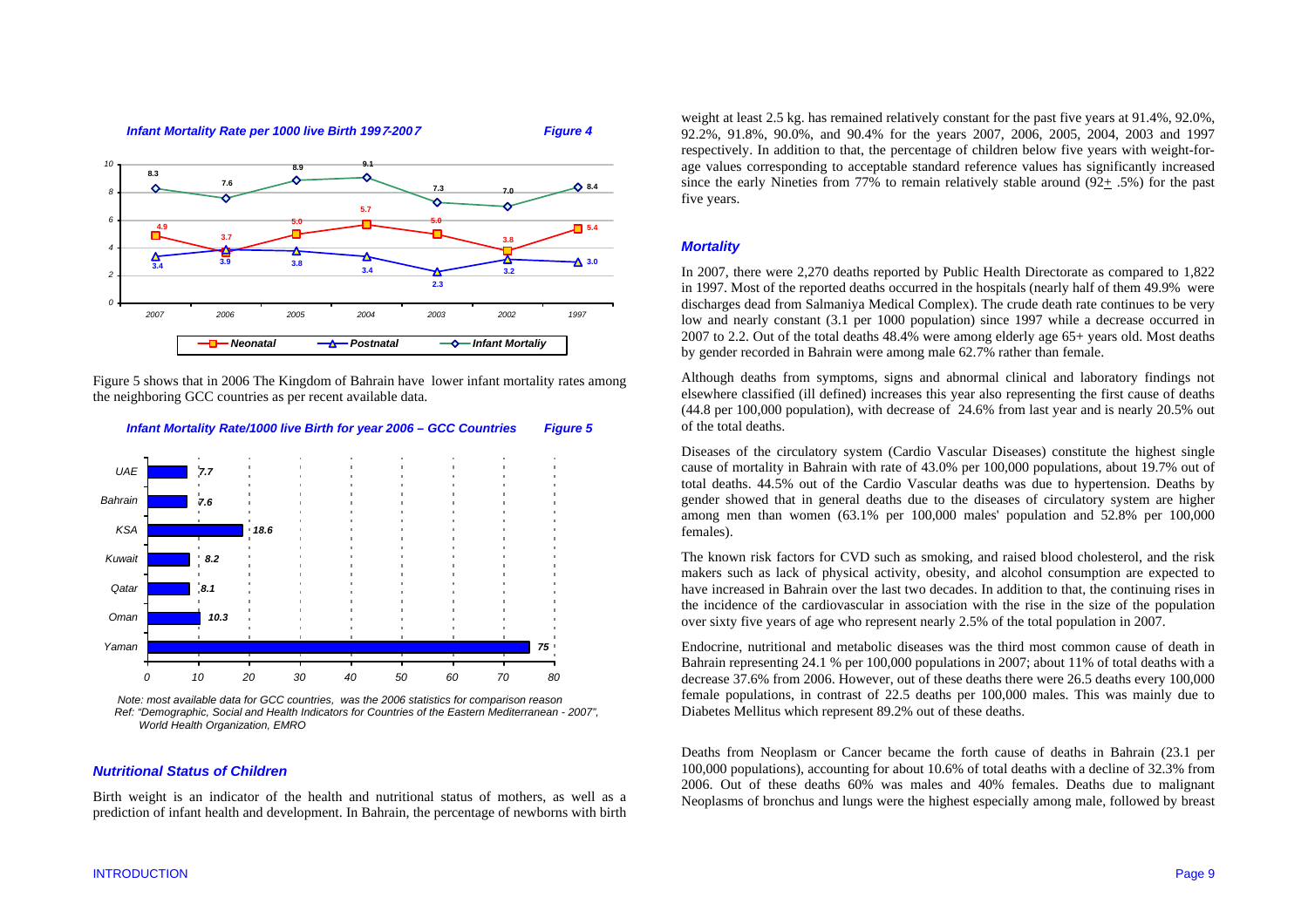*Infant Mortality Rate per 1000 live Birth 1997-2007* *Figure 4*

| Year | Neonatal | Postnatal | Infant Mortaliy |
|---|---|---|---|
| 2007 | 4.9 | 3.4 | 8.3 |
| 2006 | 3.7 | 3.9 | 7.6 |
| 2005 | 5.0 | 3.8 | 8.9 |
| 2004 | 5.7 | 3.4 | 9.1 |
| 2003 | 5.0 | 2.3 | 7.3 |
| 2002 | 3.8 | 3.2 | 7.0 |
| 1997 | 5.4 | 3.0 | 8.4 |

Figure 5 shows that in 2006 The Kingdom of Bahrain have lower infant mortality rates among the neighboring GCC countries as per recent available data.

*Infant Mortality Rate/1000 live Birth for year 2006 – GCC Countries* *Figure 5*

| Country | Rate |
|---|---|
| UAE | 7.7 |
| Bahrain | 7.6 |
| KSA | 18.6 |
| Kuwait | 8.2 |
| Qatar | 8.1 |
| Oman | 10.3 |
| Yaman | 75 |

*Note: most available data for GCC countries, was the 2006 statistics for comparison reason*
*Ref: "Demographic, Social and Health Indicators for Countries of the Eastern Mediterranean - 2007", World Health Organization, EMRO*

### *Nutritional Status of Children*

Birth weight is an indicator of the health and nutritional status of mothers, as well as a prediction of infant health and development. In Bahrain, the percentage of newborns with birth weight at least 2.5 kg. has remained relatively constant for the past five years at 91.4%, 92.0%, 92.2%, 91.8%, 90.0%, and 90.4% for the years 2007, 2006, 2005, 2004, 2003 and 1997 respectively. In addition to that, the percentage of children below five years with weight-for-age values corresponding to acceptable standard reference values has significantly increased since the early Nineties from 77% to remain relatively stable around (92± .5%) for the past five years.

### *Mortality*

In 2007, there were 2,270 deaths reported by Public Health Directorate as compared to 1,822 in 1997. Most of the reported deaths occurred in the hospitals (nearly half of them 49.9% were discharges dead from Salmaniya Medical Complex). The crude death rate continues to be very low and nearly constant (3.1 per 1000 population) since 1997 while a decrease occurred in 2007 to 2.2. Out of the total deaths 48.4% were among elderly age 65+ years old. Most deaths by gender recorded in Bahrain were among male 62.7% rather than female.

Although deaths from symptoms, signs and abnormal clinical and laboratory findings not elsewhere classified (ill defined) increases this year also representing the first cause of deaths (44.8 per 100,000 population), with decrease of 24.6% from last year and is nearly 20.5% out of the total deaths.

Diseases of the circulatory system (Cardio Vascular Diseases) constitute the highest single cause of mortality in Bahrain with rate of 43.0% per 100,000 populations, about 19.7% out of total deaths. 44.5% out of the Cardio Vascular deaths was due to hypertension. Deaths by gender showed that in general deaths due to the diseases of circulatory system are higher among men than women (63.1% per 100,000 males' population and 52.8% per 100,000 females).

The known risk factors for CVD such as smoking, and raised blood cholesterol, and the risk makers such as lack of physical activity, obesity, and alcohol consumption are expected to have increased in Bahrain over the last two decades. In addition to that, the continuing rises in the incidence of the cardiovascular in association with the rise in the size of the population over sixty five years of age who represent nearly 2.5% of the total population in 2007.

Endocrine, nutritional and metabolic diseases was the third most common cause of death in Bahrain representing 24.1 % per 100,000 populations in 2007; about 11% of total deaths with a decrease 37.6% from 2006. However, out of these deaths there were 26.5 deaths every 100,000 female populations, in contrast of 22.5 deaths per 100,000 males. This was mainly due to Diabetes Mellitus which represent 89.2% out of these deaths.

Deaths from Neoplasm or Cancer became the forth cause of deaths in Bahrain (23.1 per 100,000 populations), accounting for about 10.6% of total deaths with a decline of 32.3% from 2006. Out of these deaths 60% was males and 40% females. Deaths due to malignant Neoplasms of bronchus and lungs were the highest especially among male, followed by breast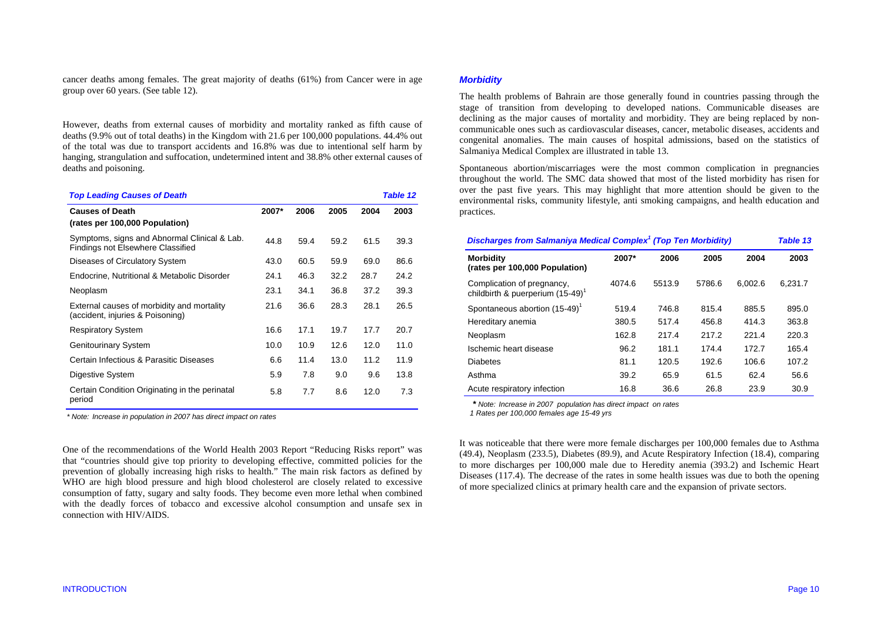cancer deaths among females. The great majority of deaths (61%) from Cancer were in age group over 60 years. (See table 12).

However, deaths from external causes of morbidity and mortality ranked as fifth cause of deaths (9.9% out of total deaths) in the Kingdom with 21.6 per 100,000 populations. 44.4% out of the total was due to transport accidents and 16.8% was due to intentional self harm by hanging, strangulation and suffocation, undetermined intent and 38.8% other external causes of deaths and poisoning.

***Top Leading Causes of Death*** — ***Table 12***

| Causes of Death (rates per 100,000 Population) | 2007* | 2006 | 2005 | 2004 | 2003 |
|---|---|---|---|---|---|
| Symptoms, signs and Abnormal Clinical & Lab. Findings not Elsewhere Classified | 44.8 | 59.4 | 59.2 | 61.5 | 39.3 |
| Diseases of Circulatory System | 43.0 | 60.5 | 59.9 | 69.0 | 86.6 |
| Endocrine, Nutritional & Metabolic Disorder | 24.1 | 46.3 | 32.2 | 28.7 | 24.2 |
| Neoplasm | 23.1 | 34.1 | 36.8 | 37.2 | 39.3 |
| External causes of morbidity and mortality (accident, injuries & Poisoning) | 21.6 | 36.6 | 28.3 | 28.1 | 26.5 |
| Respiratory System | 16.6 | 17.1 | 19.7 | 17.7 | 20.7 |
| Genitourinary System | 10.0 | 10.9 | 12.6 | 12.0 | 11.0 |
| Certain Infectious & Parasitic Diseases | 6.6 | 11.4 | 13.0 | 11.2 | 11.9 |
| Digestive System | 5.9 | 7.8 | 9.0 | 9.6 | 13.8 |
| Certain Condition Originating in the perinatal period | 5.8 | 7.7 | 8.6 | 12.0 | 7.3 |

*\* Note: Increase in population in 2007 has direct impact on rates*

One of the recommendations of the World Health 2003 Report "Reducing Risks report" was that "countries should give top priority to developing effective, committed policies for the prevention of globally increasing high risks to health." The main risk factors as defined by WHO are high blood pressure and high blood cholesterol are closely related to excessive consumption of fatty, sugary and salty foods. They become even more lethal when combined with the deadly forces of tobacco and excessive alcohol consumption and unsafe sex in connection with HIV/AIDS.

### *Morbidity*

The health problems of Bahrain are those generally found in countries passing through the stage of transition from developing to developed nations. Communicable diseases are declining as the major causes of mortality and morbidity. They are being replaced by non-communicable ones such as cardiovascular diseases, cancer, metabolic diseases, accidents and congenital anomalies. The main causes of hospital admissions, based on the statistics of Salmaniya Medical Complex are illustrated in table 13.

Spontaneous abortion/miscarriages were the most common complication in pregnancies throughout the world. The SMC data showed that most of the listed morbidity has risen for over the past five years. This may highlight that more attention should be given to the environmental risks, community lifestyle, anti smoking campaigns, and health education and practices.

***Discharges from Salmaniya Medical Complex[1] (Top Ten Morbidity)*** — ***Table 13***

| Morbidity (rates per 100,000 Population) | 2007* | 2006 | 2005 | 2004 | 2003 |
|---|---|---|---|---|---|
| Complication of pregnancy, childbirth & puerperium (15-49)[1] | 4074.6 | 5513.9 | 5786.6 | 6,002.6 | 6,231.7 |
| Spontaneous abortion (15-49)[1] | 519.4 | 746.8 | 815.4 | 885.5 | 895.0 |
| Hereditary anemia | 380.5 | 517.4 | 456.8 | 414.3 | 363.8 |
| Neoplasm | 162.8 | 217.4 | 217.2 | 221.4 | 220.3 |
| Ischemic heart disease | 96.2 | 181.1 | 174.4 | 172.7 | 165.4 |
| Diabetes | 81.1 | 120.5 | 192.6 | 106.6 | 107.2 |
| Asthma | 39.2 | 65.9 | 61.5 | 62.4 | 56.6 |
| Acute respiratory infection | 16.8 | 36.6 | 26.8 | 23.9 | 30.9 |

*\* Note: Increase in 2007 population has direct impact on rates*

*1 Rates per 100,000 females age 15-49 yrs*

It was noticeable that there were more female discharges per 100,000 females due to Asthma (49.4), Neoplasm (233.5), Diabetes (89.9), and Acute Respiratory Infection (18.4), comparing to more discharges per 100,000 male due to Heredity anemia (393.2) and Ischemic Heart Diseases (117.4). The decrease of the rates in some health issues was due to both the opening of more specialized clinics at primary health care and the expansion of private sectors.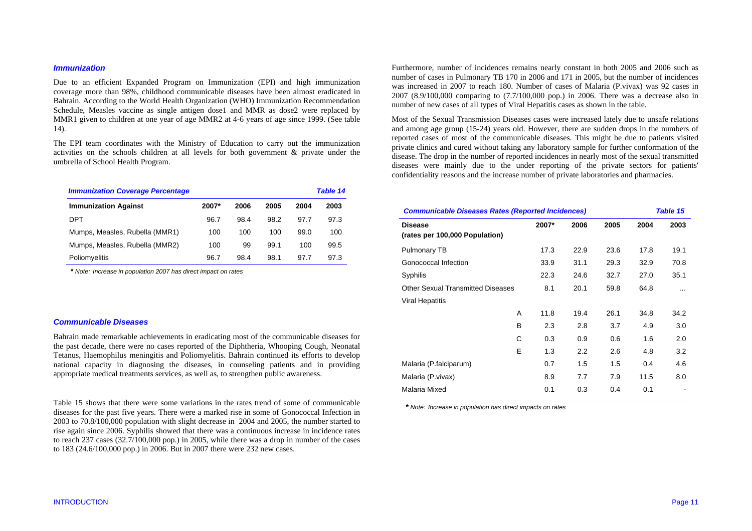### *Immunization*

Due to an efficient Expanded Program on Immunization (EPI) and high immunization coverage more than 98%, childhood communicable diseases have been almost eradicated in Bahrain. According to the World Health Organization (WHO) Immunization Recommendation Schedule, Measles vaccine as single antigen dose1 and MMR as dose2 were replaced by MMR1 given to children at one year of age MMR2 at 4-6 years of age since 1999. (See table 14).

The EPI team coordinates with the Ministry of Education to carry out the immunization activities on the schools children at all levels for both government & private under the umbrella of School Health Program.

***Immunization Coverage Percentage*** — ***Table 14***

| Immunization Against | 2007* | 2006 | 2005 | 2004 | 2003 |
|---|---|---|---|---|---|
| DPT | 96.7 | 98.4 | 98.2 | 97.7 | 97.3 |
| Mumps, Measles, Rubella (MMR1) | 100 | 100 | 100 | 99.0 | 100 |
| Mumps, Measles, Rubella (MMR2) | 100 | 99 | 99.1 | 100 | 99.5 |
| Poliomyelitis | 96.7 | 98.4 | 98.1 | 97.7 | 97.3 |

*\* Note: Increase in population 2007 has direct impact on rates*

### *Communicable Diseases*

Bahrain made remarkable achievements in eradicating most of the communicable diseases for the past decade, there were no cases reported of the Diphtheria, Whooping Cough, Neonatal Tetanus, Haemophilus meningitis and Poliomyelitis. Bahrain continued its efforts to develop national capacity in diagnosing the diseases, in counseling patients and in providing appropriate medical treatments services, as well as, to strengthen public awareness.

Table 15 shows that there were some variations in the rates trend of some of communicable diseases for the past five years. There were a marked rise in some of Gonococcal Infection in 2003 to 70.8/100,000 population with slight decrease in 2004 and 2005, the number started to rise again since 2006. Syphilis showed that there was a continuous increase in incidence rates to reach 237 cases (32.7/100,000 pop.) in 2005, while there was a drop in number of the cases to 183 (24.6/100,000 pop.) in 2006. But in 2007 there were 232 new cases.

Furthermore, number of incidences remains nearly constant in both 2005 and 2006 such as number of cases in Pulmonary TB 170 in 2006 and 171 in 2005, but the number of incidences was increased in 2007 to reach 180. Number of cases of Malaria (P.vivax) was 92 cases in 2007 (8.9/100,000 comparing to (7.7/100,000 pop.) in 2006. There was a decrease also in number of new cases of all types of Viral Hepatitis cases as shown in the table.

Most of the Sexual Transmission Diseases cases were increased lately due to unsafe relations and among age group (15-24) years old. However, there are sudden drops in the numbers of reported cases of most of the communicable diseases. This might be due to patients visited private clinics and cured without taking any laboratory sample for further conformation of the disease. The drop in the number of reported incidences in nearly most of the sexual transmitted diseases were mainly due to the under reporting of the private sectors for patients' confidentiality reasons and the increase number of private laboratories and pharmacies.

***Communicable Diseases Rates (Reported Incidences)*** — ***Table 15***

| Disease (rates per 100,000 Population) | | 2007* | 2006 | 2005 | 2004 | 2003 |
|---|---|---|---|---|---|---|
| Pulmonary TB | | 17.3 | 22.9 | 23.6 | 17.8 | 19.1 |
| Gonococcal Infection | | 33.9 | 31.1 | 29.3 | 32.9 | 70.8 |
| Syphilis | | 22.3 | 24.6 | 32.7 | 27.0 | 35.1 |
| Other Sexual Transmitted Diseases | | 8.1 | 20.1 | 59.8 | 64.8 | … |
| Viral Hepatitis | | | | | | |
| | A | 11.8 | 19.4 | 26.1 | 34.8 | 34.2 |
| | B | 2.3 | 2.8 | 3.7 | 4.9 | 3.0 |
| | C | 0.3 | 0.9 | 0.6 | 1.6 | 2.0 |
| | E | 1.3 | 2.2 | 2.6 | 4.8 | 3.2 |
| Malaria (P.falciparum) | | 0.7 | 1.5 | 1.5 | 0.4 | 4.6 |
| Malaria (P.vivax) | | 8.9 | 7.7 | 7.9 | 11.5 | 8.0 |
| Malaria Mixed | | 0.1 | 0.3 | 0.4 | 0.1 | - |

*\* Note: Increase in population has direct impacts on rates*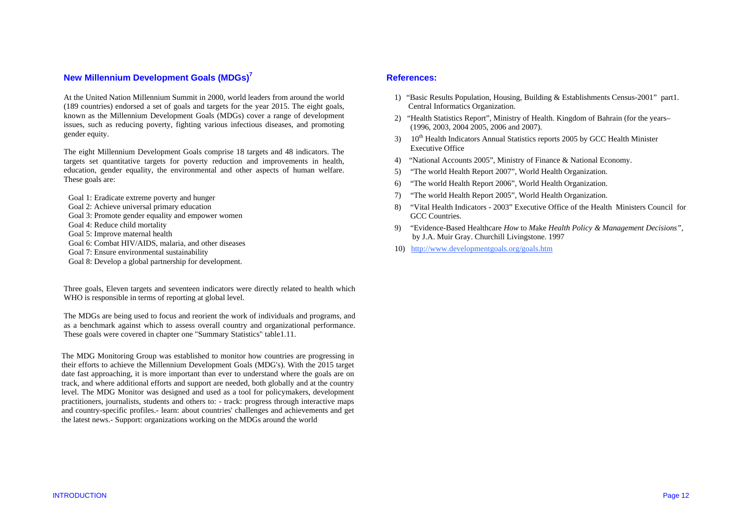## New Millennium Development Goals (MDGs)[7]

At the United Nation Millennium Summit in 2000, world leaders from around the world (189 countries) endorsed a set of goals and targets for the year 2015. The eight goals, known as the Millennium Development Goals (MDGs) cover a range of development issues, such as reducing poverty, fighting various infectious diseases, and promoting gender equity.

The eight Millennium Development Goals comprise 18 targets and 48 indicators. The targets set quantitative targets for poverty reduction and improvements in health, education, gender equality, the environmental and other aspects of human welfare. These goals are:

Goal 1: Eradicate extreme poverty and hunger
Goal 2: Achieve universal primary education
Goal 3: Promote gender equality and empower women
Goal 4: Reduce child mortality
Goal 5: Improve maternal health
Goal 6: Combat HIV/AIDS, malaria, and other diseases
Goal 7: Ensure environmental sustainability
Goal 8: Develop a global partnership for development.

Three goals, Eleven targets and seventeen indicators were directly related to health which WHO is responsible in terms of reporting at global level.

The MDGs are being used to focus and reorient the work of individuals and programs, and as a benchmark against which to assess overall country and organizational performance. These goals were covered in chapter one "Summary Statistics" table1.11.

The MDG Monitoring Group was established to monitor how countries are progressing in their efforts to achieve the Millennium Development Goals (MDG's). With the 2015 target date fast approaching, it is more important than ever to understand where the goals are on track, and where additional efforts and support are needed, both globally and at the country level. The MDG Monitor was designed and used as a tool for policymakers, development practitioners, journalists, students and others to: - track: progress through interactive maps and country-specific profiles.- learn: about countries' challenges and achievements and get the latest news.- Support: organizations working on the MDGs around the world

## References:

1) "Basic Results Population, Housing, Building & Establishments Census-2001" part1. Central Informatics Organization.
2) "Health Statistics Report", Ministry of Health. Kingdom of Bahrain (for the years– (1996, 2003, 2004 2005, 2006 and 2007).
3) 10th Health Indicators Annual Statistics reports 2005 by GCC Health Minister Executive Office
4) "National Accounts 2005", Ministry of Finance & National Economy.
5) "The world Health Report 2007", World Health Organization.
6) "The world Health Report 2006", World Health Organization.
7) "The world Health Report 2005", World Health Organization.
8) "Vital Health Indicators - 2003" Executive Office of the Health Ministers Council for GCC Countries.
9) "Evidence-Based Healthcare *How* to *M*ake *Health Policy & Management Decisions"*, by J.A. Muir Gray. Churchill Livingstone. 1997
10) http://www.developmentgoals.org/goals.htm